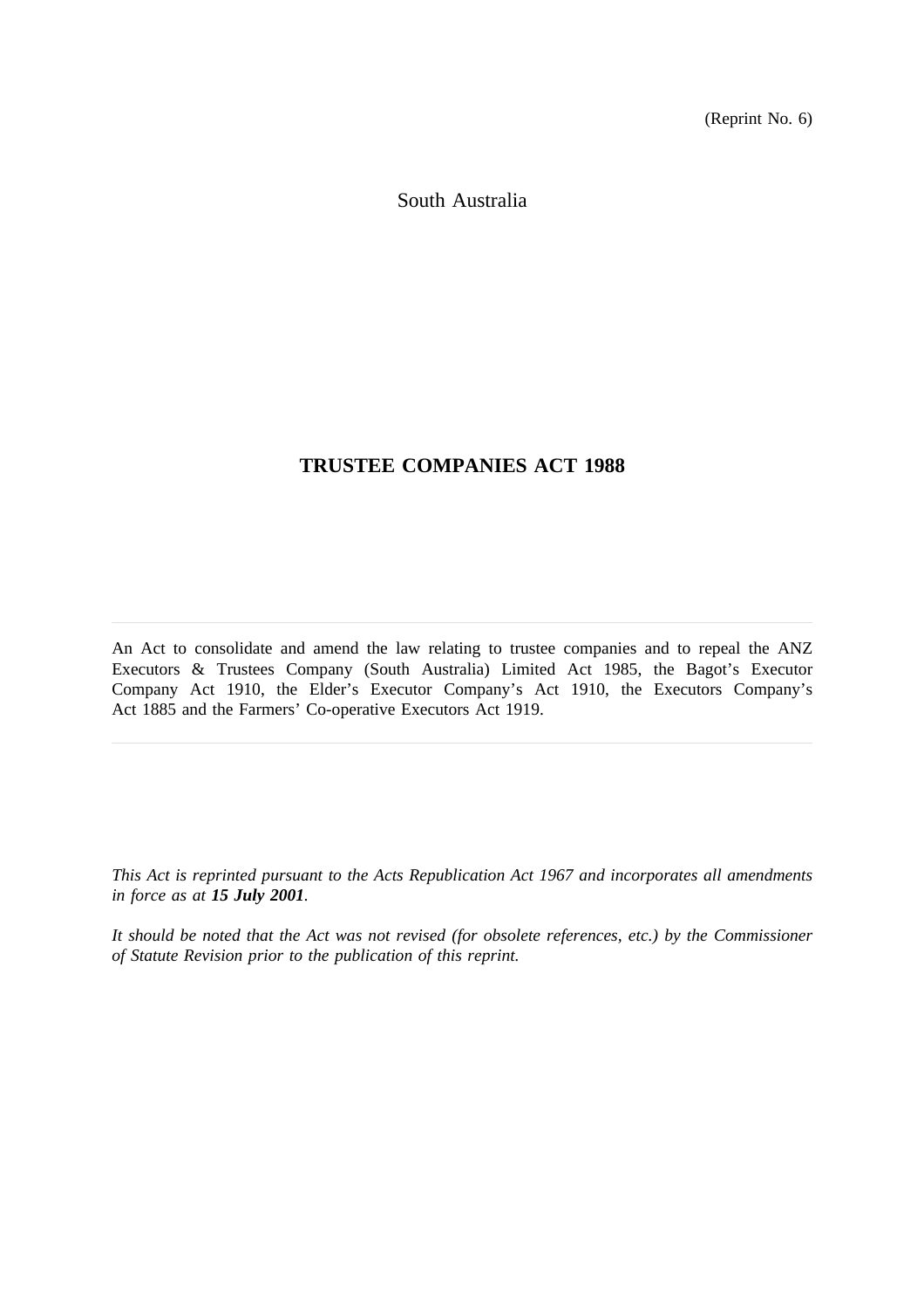(Reprint No. 6)

South Australia

# TRUSTEE COMPANIES ACT 1988

---

An Act to consolidate and amend the law relating to trustee companies and to repeal the ANZ Executors & Trustees Company (South Australia) Limited Act 1985, the Bagot's Executor Company Act 1910, the Elder's Executor Company's Act 1910, the Executors Company's Act 1885 and the Farmers' Co-operative Executors Act 1919.

---

*This Act is reprinted pursuant to the Acts Republication Act 1967 and incorporates all amendments in force as at **15 July 2001**.*

*It should be noted that the Act was not revised (for obsolete references, etc.) by the Commissioner of Statute Revision prior to the publication of this reprint.*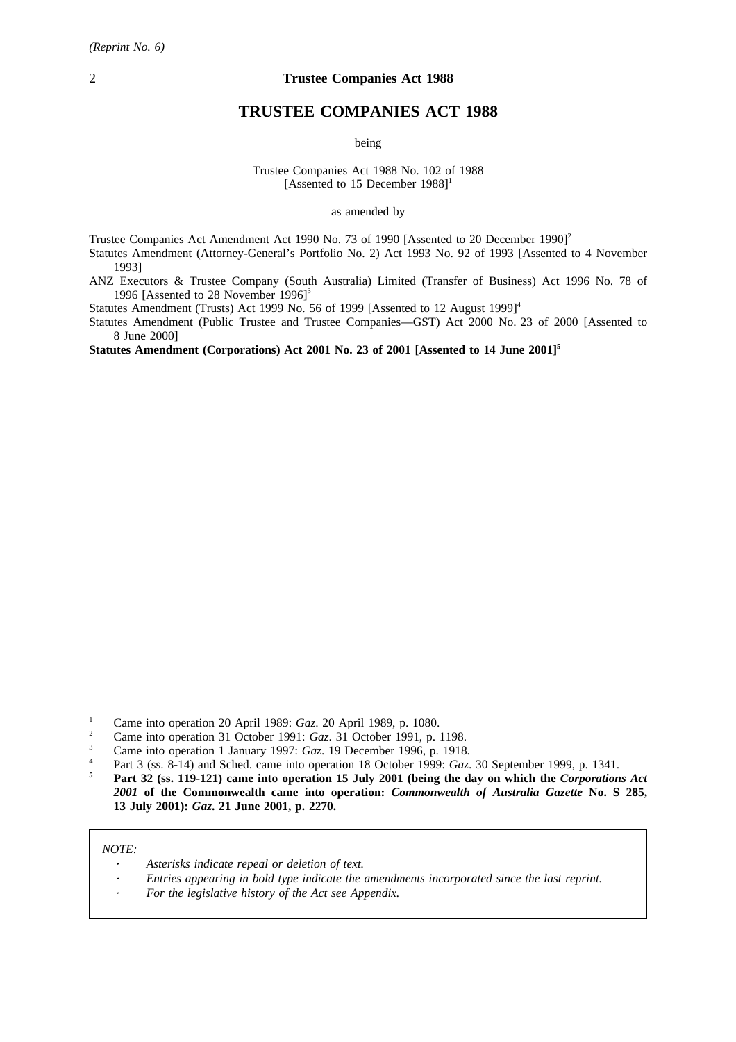(Reprint No. 6)

# TRUSTEE COMPANIES ACT 1988

being

Trustee Companies Act 1988 No. 102 of 1988
[Assented to 15 December 1988][1]

as amended by

Trustee Companies Act Amendment Act 1990 No. 73 of 1990 [Assented to 20 December 1990][2]

Statutes Amendment (Attorney-General's Portfolio No. 2) Act 1993 No. 92 of 1993 [Assented to 4 November 1993]

ANZ Executors & Trustee Company (South Australia) Limited (Transfer of Business) Act 1996 No. 78 of 1996 [Assented to 28 November 1996][3]

Statutes Amendment (Trusts) Act 1999 No. 56 of 1999 [Assented to 12 August 1999][4]

Statutes Amendment (Public Trustee and Trustee Companies—GST) Act 2000 No. 23 of 2000 [Assented to 8 June 2000]

**Statutes Amendment (Corporations) Act 2001 No. 23 of 2001 [Assented to 14 June 2001][5]**

[1] Came into operation 20 April 1989: *Gaz*. 20 April 1989, p. 1080.

[2] Came into operation 31 October 1991: *Gaz*. 31 October 1991, p. 1198.

[3] Came into operation 1 January 1997: *Gaz*. 19 December 1996, p. 1918.

[4] Part 3 (ss. 8-14) and Sched. came into operation 18 October 1999: *Gaz*. 30 September 1999, p. 1341.

**[5] Part 32 (ss. 119-121) came into operation 15 July 2001 (being the day on which the *Corporations Act 2001* of the Commonwealth came into operation: *Commonwealth of Australia Gazette* No. S 285, 13 July 2001): *Gaz*. 21 June 2001, p. 2270.**

*NOTE:*

- *Asterisks indicate repeal or deletion of text.*
- *Entries appearing in bold type indicate the amendments incorporated since the last reprint.*
- *For the legislative history of the Act see Appendix.*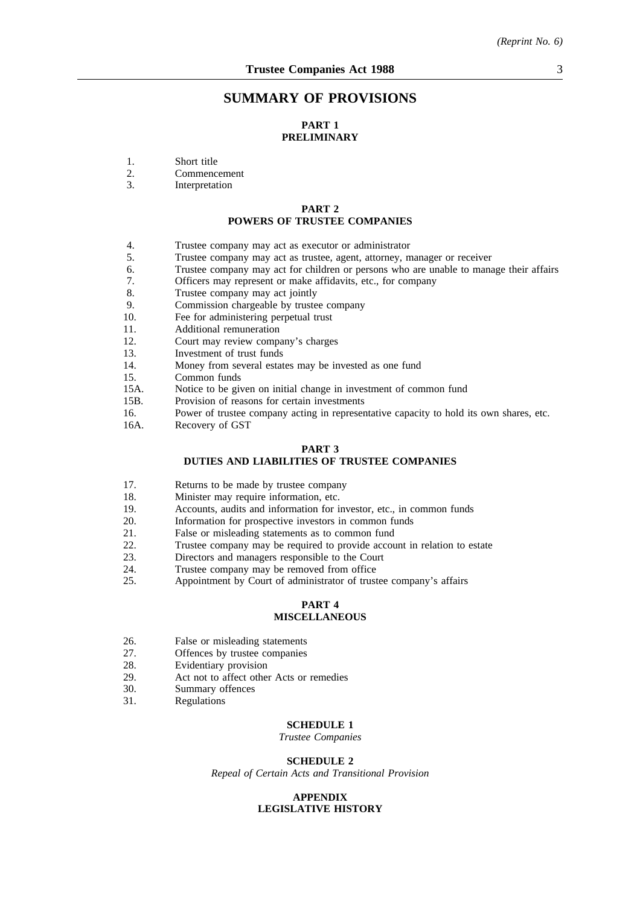## SUMMARY OF PROVISIONS

### PART 1
### PRELIMINARY

1. Short title
2. Commencement
3. Interpretation

### PART 2
### POWERS OF TRUSTEE COMPANIES

4. Trustee company may act as executor or administrator
5. Trustee company may act as trustee, agent, attorney, manager or receiver
6. Trustee company may act for children or persons who are unable to manage their affairs
7. Officers may represent or make affidavits, etc., for company
8. Trustee company may act jointly
9. Commission chargeable by trustee company
10. Fee for administering perpetual trust
11. Additional remuneration
12. Court may review company's charges
13. Investment of trust funds
14. Money from several estates may be invested as one fund
15. Common funds

15A. Notice to be given on initial change in investment of common fund

15B. Provision of reasons for certain investments

16. Power of trustee company acting in representative capacity to hold its own shares, etc.

16A. Recovery of GST

### PART 3
### DUTIES AND LIABILITIES OF TRUSTEE COMPANIES

17. Returns to be made by trustee company
18. Minister may require information, etc.
19. Accounts, audits and information for investor, etc., in common funds
20. Information for prospective investors in common funds
21. False or misleading statements as to common fund
22. Trustee company may be required to provide account in relation to estate
23. Directors and managers responsible to the Court
24. Trustee company may be removed from office
25. Appointment by Court of administrator of trustee company's affairs

### PART 4
### MISCELLANEOUS

26. False or misleading statements
27. Offences by trustee companies
28. Evidentiary provision
29. Act not to affect other Acts or remedies
30. Summary offences
31. Regulations

**SCHEDULE 1**

*Trustee Companies*

**SCHEDULE 2**

*Repeal of Certain Acts and Transitional Provision*

**APPENDIX**
**LEGISLATIVE HISTORY**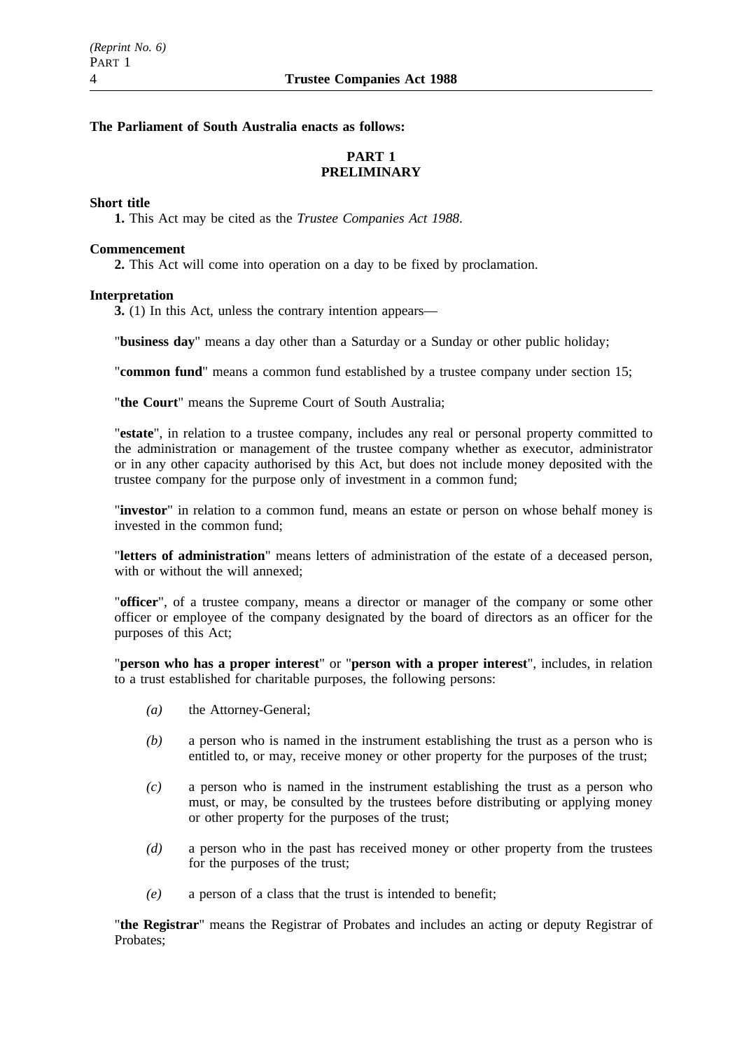**The Parliament of South Australia enacts as follows:**

## PART 1
## PRELIMINARY

**Short title**

**1.** This Act may be cited as the *Trustee Companies Act 1988*.

**Commencement**

**2.** This Act will come into operation on a day to be fixed by proclamation.

**Interpretation**

**3.** (1) In this Act, unless the contrary intention appears—

"**business day**" means a day other than a Saturday or a Sunday or other public holiday;

"**common fund**" means a common fund established by a trustee company under section 15;

"**the Court**" means the Supreme Court of South Australia;

"**estate**", in relation to a trustee company, includes any real or personal property committed to the administration or management of the trustee company whether as executor, administrator or in any other capacity authorised by this Act, but does not include money deposited with the trustee company for the purpose only of investment in a common fund;

"**investor**" in relation to a common fund, means an estate or person on whose behalf money is invested in the common fund;

"**letters of administration**" means letters of administration of the estate of a deceased person, with or without the will annexed;

"**officer**", of a trustee company, means a director or manager of the company or some other officer or employee of the company designated by the board of directors as an officer for the purposes of this Act;

"**person who has a proper interest**" or "**person with a proper interest**", includes, in relation to a trust established for charitable purposes, the following persons:

*(a)* the Attorney-General;

*(b)* a person who is named in the instrument establishing the trust as a person who is entitled to, or may, receive money or other property for the purposes of the trust;

*(c)* a person who is named in the instrument establishing the trust as a person who must, or may, be consulted by the trustees before distributing or applying money or other property for the purposes of the trust;

*(d)* a person who in the past has received money or other property from the trustees for the purposes of the trust;

*(e)* a person of a class that the trust is intended to benefit;

"**the Registrar**" means the Registrar of Probates and includes an acting or deputy Registrar of Probates;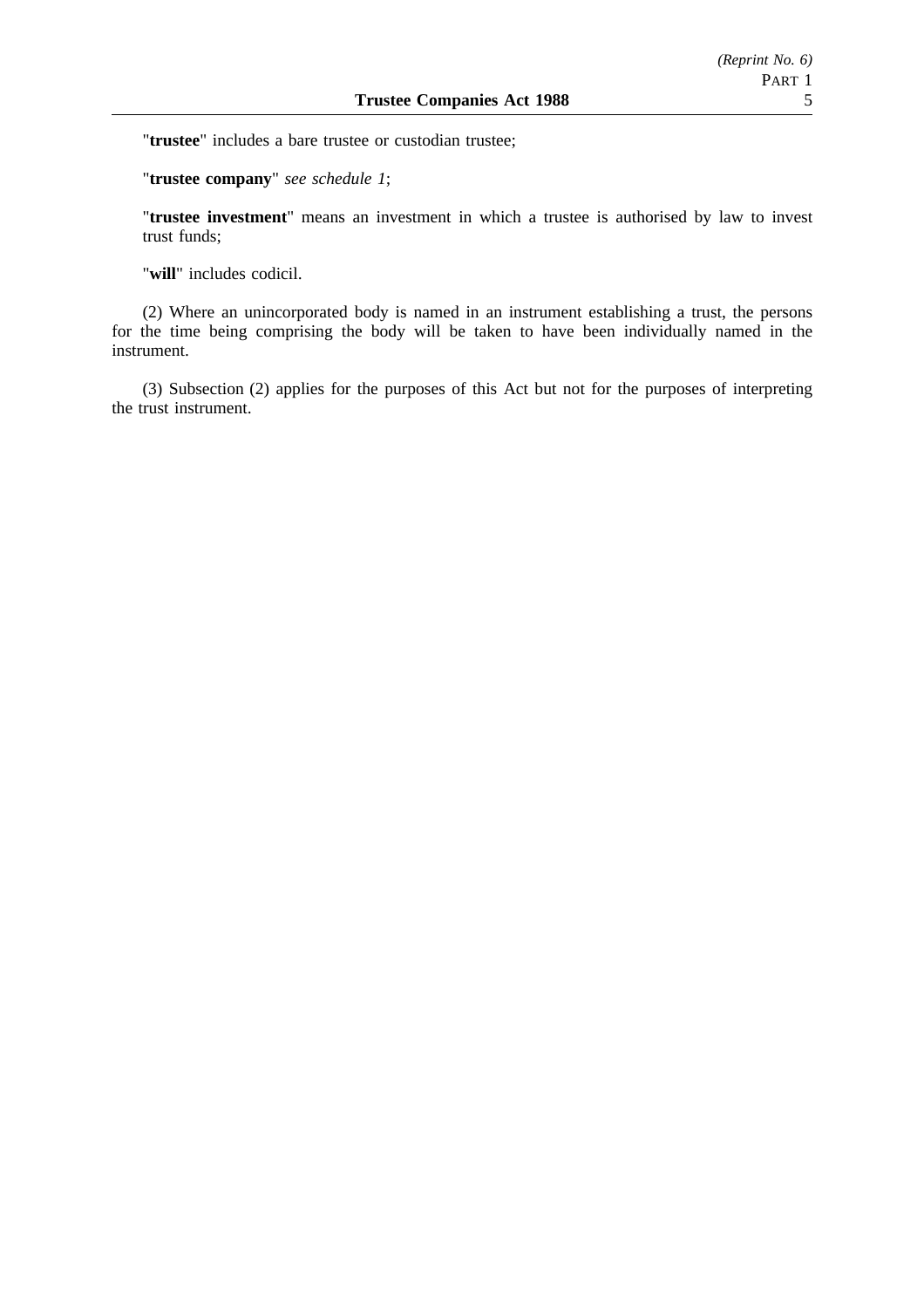"**trustee**" includes a bare trustee or custodian trustee;

"**trustee company**" *see schedule 1*;

"**trustee investment**" means an investment in which a trustee is authorised by law to invest trust funds;

"**will**" includes codicil.

(2) Where an unincorporated body is named in an instrument establishing a trust, the persons for the time being comprising the body will be taken to have been individually named in the instrument.

(3) Subsection (2) applies for the purposes of this Act but not for the purposes of interpreting the trust instrument.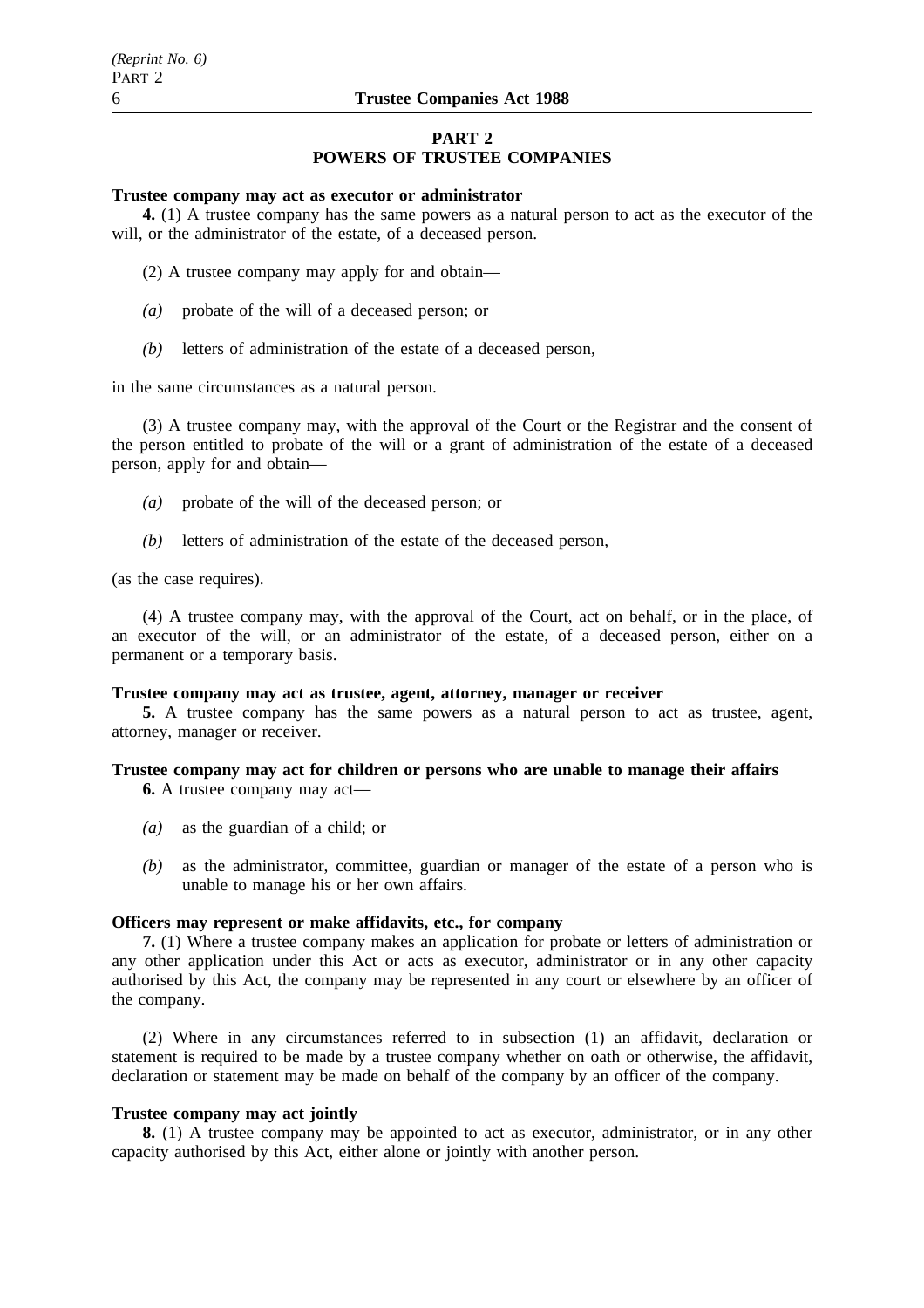## PART 2
## POWERS OF TRUSTEE COMPANIES

**Trustee company may act as executor or administrator**

**4.** (1) A trustee company has the same powers as a natural person to act as the executor of the will, or the administrator of the estate, of a deceased person.

(2) A trustee company may apply for and obtain—

*(a)* probate of the will of a deceased person; or

*(b)* letters of administration of the estate of a deceased person,

in the same circumstances as a natural person.

(3) A trustee company may, with the approval of the Court or the Registrar and the consent of the person entitled to probate of the will or a grant of administration of the estate of a deceased person, apply for and obtain—

*(a)* probate of the will of the deceased person; or

*(b)* letters of administration of the estate of the deceased person,

(as the case requires).

(4) A trustee company may, with the approval of the Court, act on behalf, or in the place, of an executor of the will, or an administrator of the estate, of a deceased person, either on a permanent or a temporary basis.

**Trustee company may act as trustee, agent, attorney, manager or receiver**

**5.** A trustee company has the same powers as a natural person to act as trustee, agent, attorney, manager or receiver.

**Trustee company may act for children or persons who are unable to manage their affairs**

**6.** A trustee company may act—

*(a)* as the guardian of a child; or

*(b)* as the administrator, committee, guardian or manager of the estate of a person who is unable to manage his or her own affairs.

**Officers may represent or make affidavits, etc., for company**

**7.** (1) Where a trustee company makes an application for probate or letters of administration or any other application under this Act or acts as executor, administrator or in any other capacity authorised by this Act, the company may be represented in any court or elsewhere by an officer of the company.

(2) Where in any circumstances referred to in subsection (1) an affidavit, declaration or statement is required to be made by a trustee company whether on oath or otherwise, the affidavit, declaration or statement may be made on behalf of the company by an officer of the company.

**Trustee company may act jointly**

**8.** (1) A trustee company may be appointed to act as executor, administrator, or in any other capacity authorised by this Act, either alone or jointly with another person.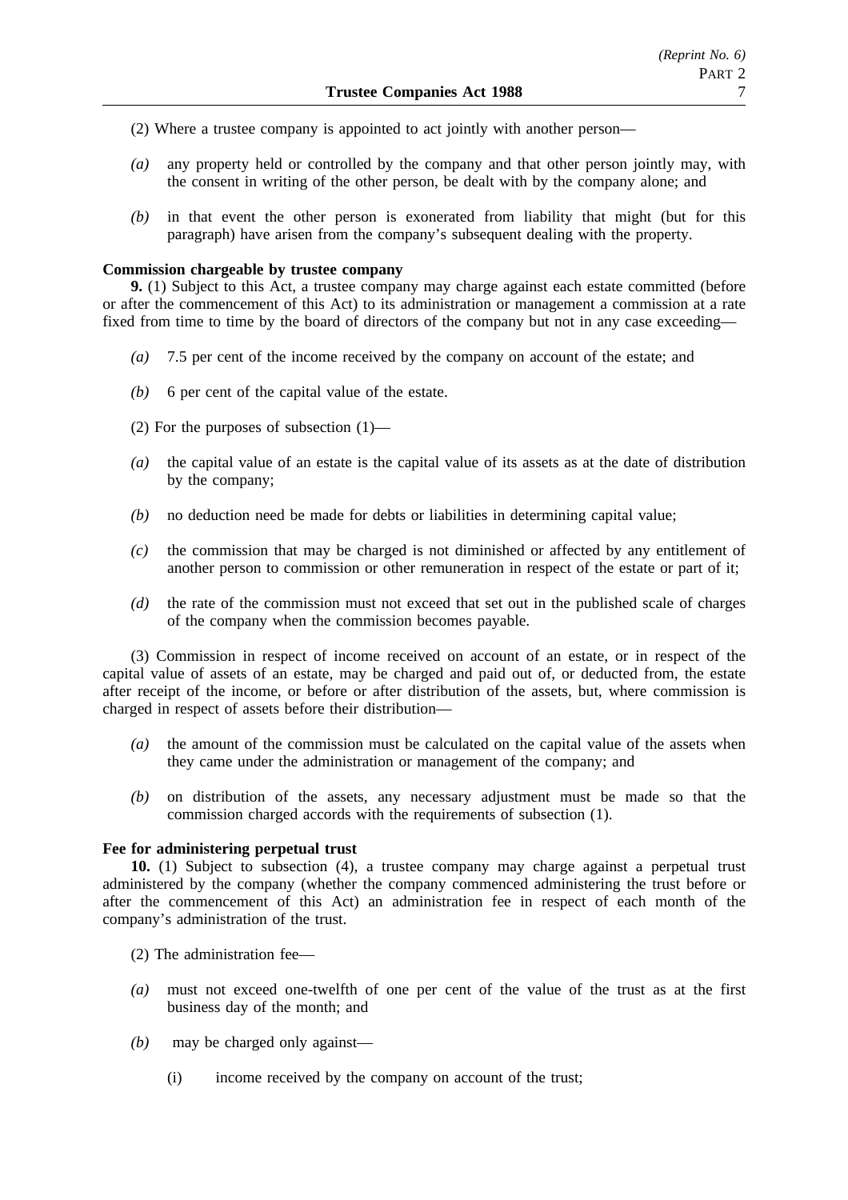(2) Where a trustee company is appointed to act jointly with another person—

*(a)* any property held or controlled by the company and that other person jointly may, with the consent in writing of the other person, be dealt with by the company alone; and

*(b)* in that event the other person is exonerated from liability that might (but for this paragraph) have arisen from the company's subsequent dealing with the property.

**Commission chargeable by trustee company**

**9.** (1) Subject to this Act, a trustee company may charge against each estate committed (before or after the commencement of this Act) to its administration or management a commission at a rate fixed from time to time by the board of directors of the company but not in any case exceeding—

*(a)* 7.5 per cent of the income received by the company on account of the estate; and

*(b)* 6 per cent of the capital value of the estate.

(2) For the purposes of subsection (1)—

*(a)* the capital value of an estate is the capital value of its assets as at the date of distribution by the company;

*(b)* no deduction need be made for debts or liabilities in determining capital value;

*(c)* the commission that may be charged is not diminished or affected by any entitlement of another person to commission or other remuneration in respect of the estate or part of it;

*(d)* the rate of the commission must not exceed that set out in the published scale of charges of the company when the commission becomes payable.

(3) Commission in respect of income received on account of an estate, or in respect of the capital value of assets of an estate, may be charged and paid out of, or deducted from, the estate after receipt of the income, or before or after distribution of the assets, but, where commission is charged in respect of assets before their distribution—

*(a)* the amount of the commission must be calculated on the capital value of the assets when they came under the administration or management of the company; and

*(b)* on distribution of the assets, any necessary adjustment must be made so that the commission charged accords with the requirements of subsection (1).

**Fee for administering perpetual trust**

**10.** (1) Subject to subsection (4), a trustee company may charge against a perpetual trust administered by the company (whether the company commenced administering the trust before or after the commencement of this Act) an administration fee in respect of each month of the company's administration of the trust.

(2) The administration fee—

*(a)* must not exceed one-twelfth of one per cent of the value of the trust as at the first business day of the month; and

*(b)* may be charged only against—

(i) income received by the company on account of the trust;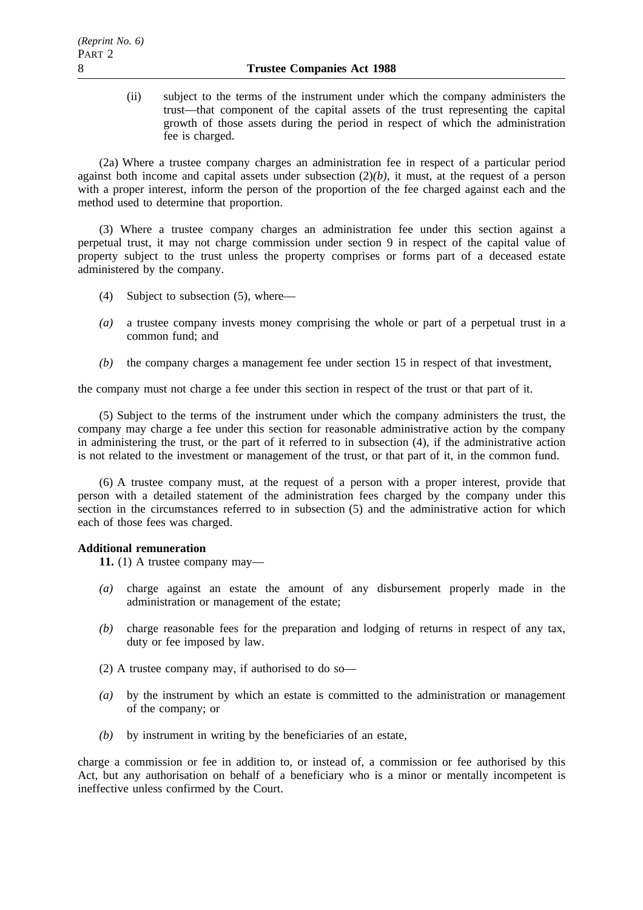(ii) subject to the terms of the instrument under which the company administers the trust—that component of the capital assets of the trust representing the capital growth of those assets during the period in respect of which the administration fee is charged.

(2a) Where a trustee company charges an administration fee in respect of a particular period against both income and capital assets under subsection (2)*(b)*, it must, at the request of a person with a proper interest, inform the person of the proportion of the fee charged against each and the method used to determine that proportion.

(3) Where a trustee company charges an administration fee under this section against a perpetual trust, it may not charge commission under section 9 in respect of the capital value of property subject to the trust unless the property comprises or forms part of a deceased estate administered by the company.

(4) Subject to subsection (5), where—

*(a)* a trustee company invests money comprising the whole or part of a perpetual trust in a common fund; and

*(b)* the company charges a management fee under section 15 in respect of that investment,

the company must not charge a fee under this section in respect of the trust or that part of it.

(5) Subject to the terms of the instrument under which the company administers the trust, the company may charge a fee under this section for reasonable administrative action by the company in administering the trust, or the part of it referred to in subsection (4), if the administrative action is not related to the investment or management of the trust, or that part of it, in the common fund.

(6) A trustee company must, at the request of a person with a proper interest, provide that person with a detailed statement of the administration fees charged by the company under this section in the circumstances referred to in subsection (5) and the administrative action for which each of those fees was charged.

**Additional remuneration**

**11.** (1) A trustee company may—

*(a)* charge against an estate the amount of any disbursement properly made in the administration or management of the estate;

*(b)* charge reasonable fees for the preparation and lodging of returns in respect of any tax, duty or fee imposed by law.

(2) A trustee company may, if authorised to do so—

*(a)* by the instrument by which an estate is committed to the administration or management of the company; or

*(b)* by instrument in writing by the beneficiaries of an estate,

charge a commission or fee in addition to, or instead of, a commission or fee authorised by this Act, but any authorisation on behalf of a beneficiary who is a minor or mentally incompetent is ineffective unless confirmed by the Court.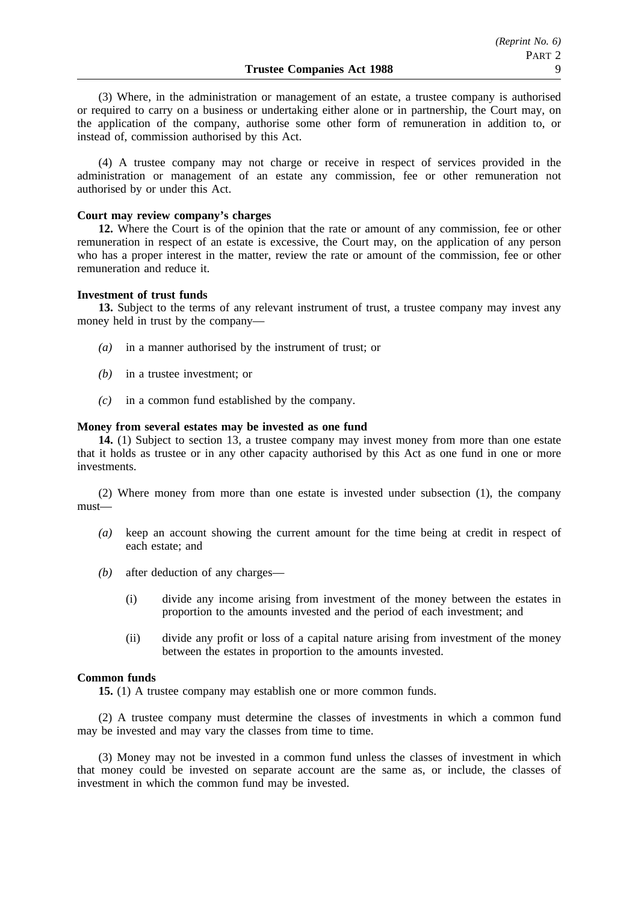(3) Where, in the administration or management of an estate, a trustee company is authorised or required to carry on a business or undertaking either alone or in partnership, the Court may, on the application of the company, authorise some other form of remuneration in addition to, or instead of, commission authorised by this Act.

(4) A trustee company may not charge or receive in respect of services provided in the administration or management of an estate any commission, fee or other remuneration not authorised by or under this Act.

**Court may review company's charges**

**12.** Where the Court is of the opinion that the rate or amount of any commission, fee or other remuneration in respect of an estate is excessive, the Court may, on the application of any person who has a proper interest in the matter, review the rate or amount of the commission, fee or other remuneration and reduce it.

**Investment of trust funds**

**13.** Subject to the terms of any relevant instrument of trust, a trustee company may invest any money held in trust by the company—

*(a)* in a manner authorised by the instrument of trust; or

*(b)* in a trustee investment; or

*(c)* in a common fund established by the company.

**Money from several estates may be invested as one fund**

**14.** (1) Subject to section 13, a trustee company may invest money from more than one estate that it holds as trustee or in any other capacity authorised by this Act as one fund in one or more investments.

(2) Where money from more than one estate is invested under subsection (1), the company must—

*(a)* keep an account showing the current amount for the time being at credit in respect of each estate; and

*(b)* after deduction of any charges—

(i) divide any income arising from investment of the money between the estates in proportion to the amounts invested and the period of each investment; and

(ii) divide any profit or loss of a capital nature arising from investment of the money between the estates in proportion to the amounts invested.

**Common funds**

**15.** (1) A trustee company may establish one or more common funds.

(2) A trustee company must determine the classes of investments in which a common fund may be invested and may vary the classes from time to time.

(3) Money may not be invested in a common fund unless the classes of investment in which that money could be invested on separate account are the same as, or include, the classes of investment in which the common fund may be invested.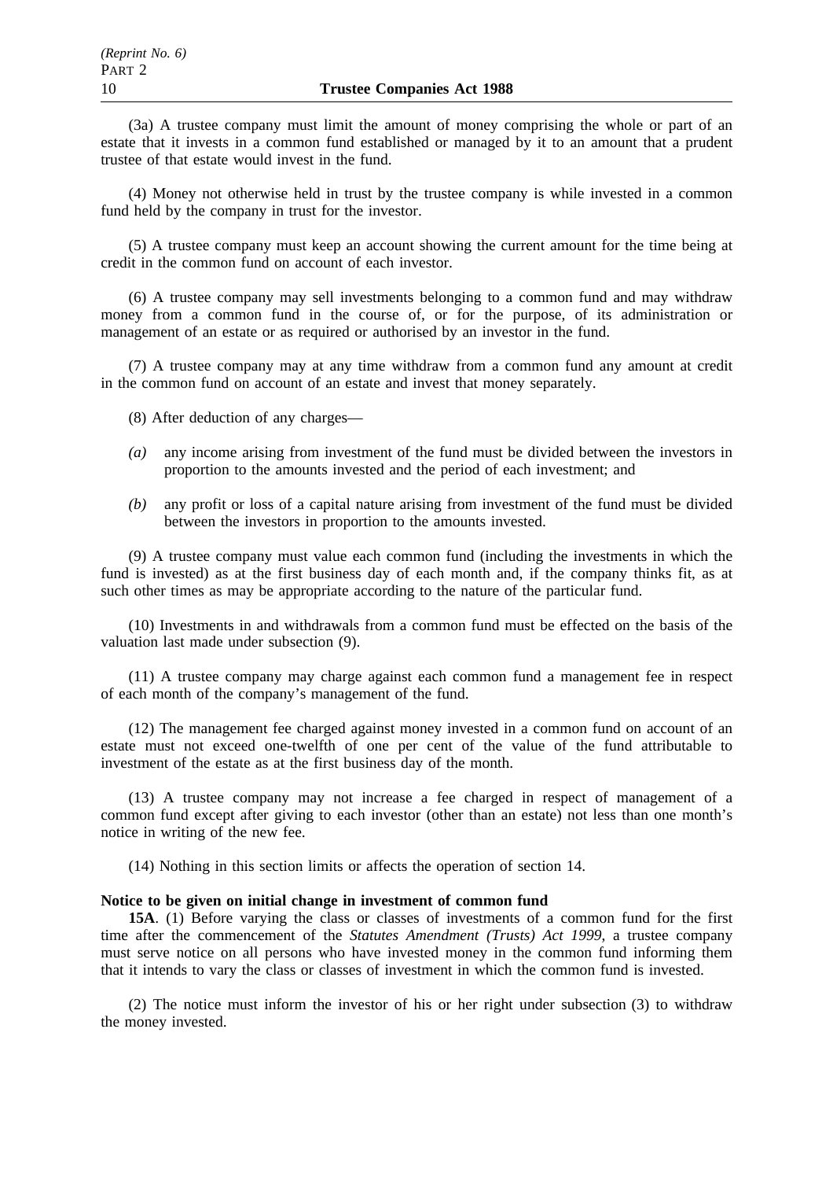(3a) A trustee company must limit the amount of money comprising the whole or part of an estate that it invests in a common fund established or managed by it to an amount that a prudent trustee of that estate would invest in the fund.

(4) Money not otherwise held in trust by the trustee company is while invested in a common fund held by the company in trust for the investor.

(5) A trustee company must keep an account showing the current amount for the time being at credit in the common fund on account of each investor.

(6) A trustee company may sell investments belonging to a common fund and may withdraw money from a common fund in the course of, or for the purpose, of its administration or management of an estate or as required or authorised by an investor in the fund.

(7) A trustee company may at any time withdraw from a common fund any amount at credit in the common fund on account of an estate and invest that money separately.

(8) After deduction of any charges—

*(a)* any income arising from investment of the fund must be divided between the investors in proportion to the amounts invested and the period of each investment; and

*(b)* any profit or loss of a capital nature arising from investment of the fund must be divided between the investors in proportion to the amounts invested.

(9) A trustee company must value each common fund (including the investments in which the fund is invested) as at the first business day of each month and, if the company thinks fit, as at such other times as may be appropriate according to the nature of the particular fund.

(10) Investments in and withdrawals from a common fund must be effected on the basis of the valuation last made under subsection (9).

(11) A trustee company may charge against each common fund a management fee in respect of each month of the company's management of the fund.

(12) The management fee charged against money invested in a common fund on account of an estate must not exceed one-twelfth of one per cent of the value of the fund attributable to investment of the estate as at the first business day of the month.

(13) A trustee company may not increase a fee charged in respect of management of a common fund except after giving to each investor (other than an estate) not less than one month's notice in writing of the new fee.

(14) Nothing in this section limits or affects the operation of section 14.

**Notice to be given on initial change in investment of common fund**

**15A**. (1) Before varying the class or classes of investments of a common fund for the first time after the commencement of the *Statutes Amendment (Trusts) Act 1999*, a trustee company must serve notice on all persons who have invested money in the common fund informing them that it intends to vary the class or classes of investment in which the common fund is invested.

(2) The notice must inform the investor of his or her right under subsection (3) to withdraw the money invested.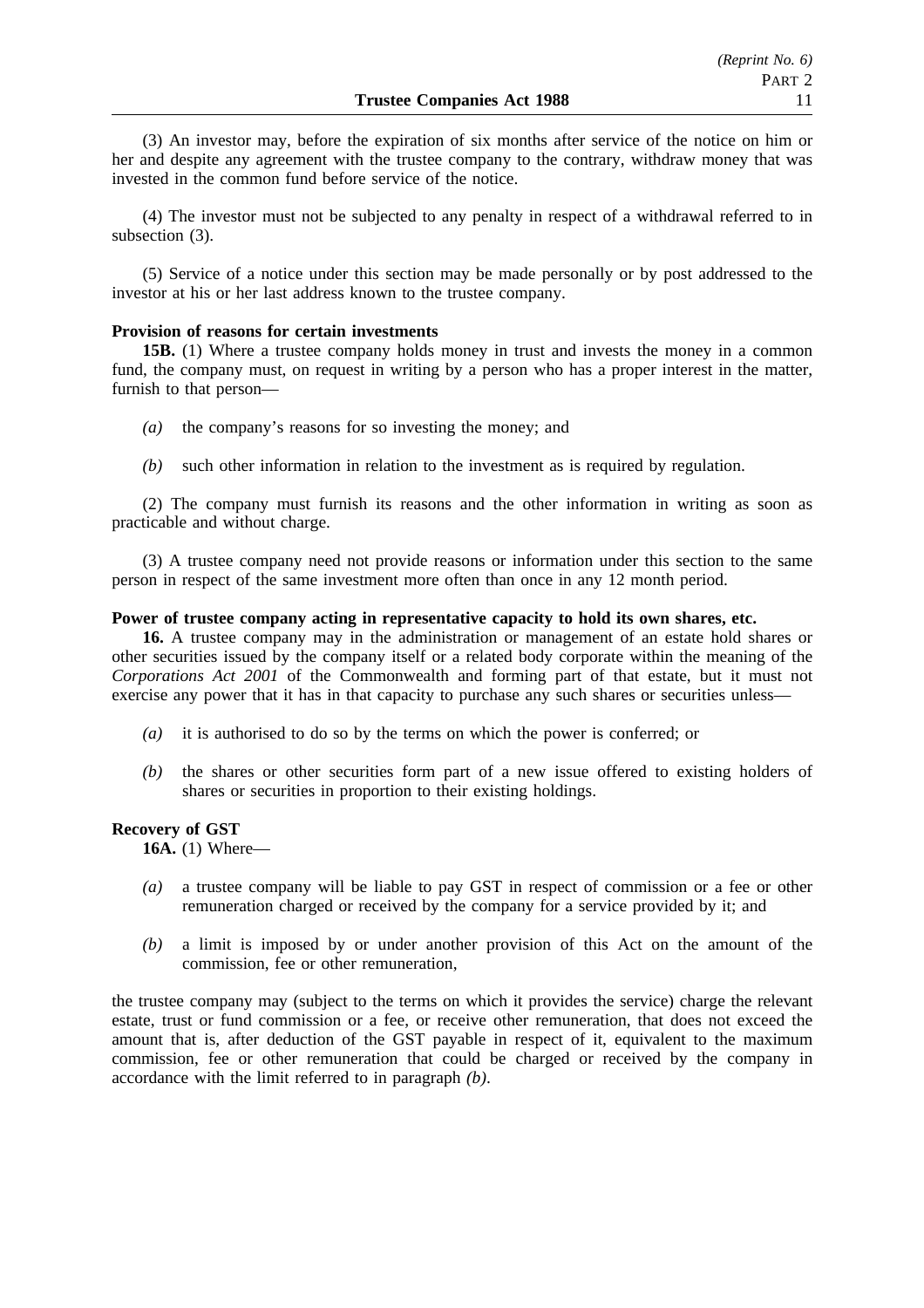(3) An investor may, before the expiration of six months after service of the notice on him or her and despite any agreement with the trustee company to the contrary, withdraw money that was invested in the common fund before service of the notice.

(4) The investor must not be subjected to any penalty in respect of a withdrawal referred to in subsection (3).

(5) Service of a notice under this section may be made personally or by post addressed to the investor at his or her last address known to the trustee company.

**Provision of reasons for certain investments**

**15B.** (1) Where a trustee company holds money in trust and invests the money in a common fund, the company must, on request in writing by a person who has a proper interest in the matter, furnish to that person—

- *(a)* the company's reasons for so investing the money; and
- *(b)* such other information in relation to the investment as is required by regulation.

(2) The company must furnish its reasons and the other information in writing as soon as practicable and without charge.

(3) A trustee company need not provide reasons or information under this section to the same person in respect of the same investment more often than once in any 12 month period.

**Power of trustee company acting in representative capacity to hold its own shares, etc.**

**16.** A trustee company may in the administration or management of an estate hold shares or other securities issued by the company itself or a related body corporate within the meaning of the *Corporations Act 2001* of the Commonwealth and forming part of that estate, but it must not exercise any power that it has in that capacity to purchase any such shares or securities unless—

- *(a)* it is authorised to do so by the terms on which the power is conferred; or
- *(b)* the shares or other securities form part of a new issue offered to existing holders of shares or securities in proportion to their existing holdings.

**Recovery of GST**

**16A.** (1) Where—

- *(a)* a trustee company will be liable to pay GST in respect of commission or a fee or other remuneration charged or received by the company for a service provided by it; and
- *(b)* a limit is imposed by or under another provision of this Act on the amount of the commission, fee or other remuneration,

the trustee company may (subject to the terms on which it provides the service) charge the relevant estate, trust or fund commission or a fee, or receive other remuneration, that does not exceed the amount that is, after deduction of the GST payable in respect of it, equivalent to the maximum commission, fee or other remuneration that could be charged or received by the company in accordance with the limit referred to in paragraph *(b)*.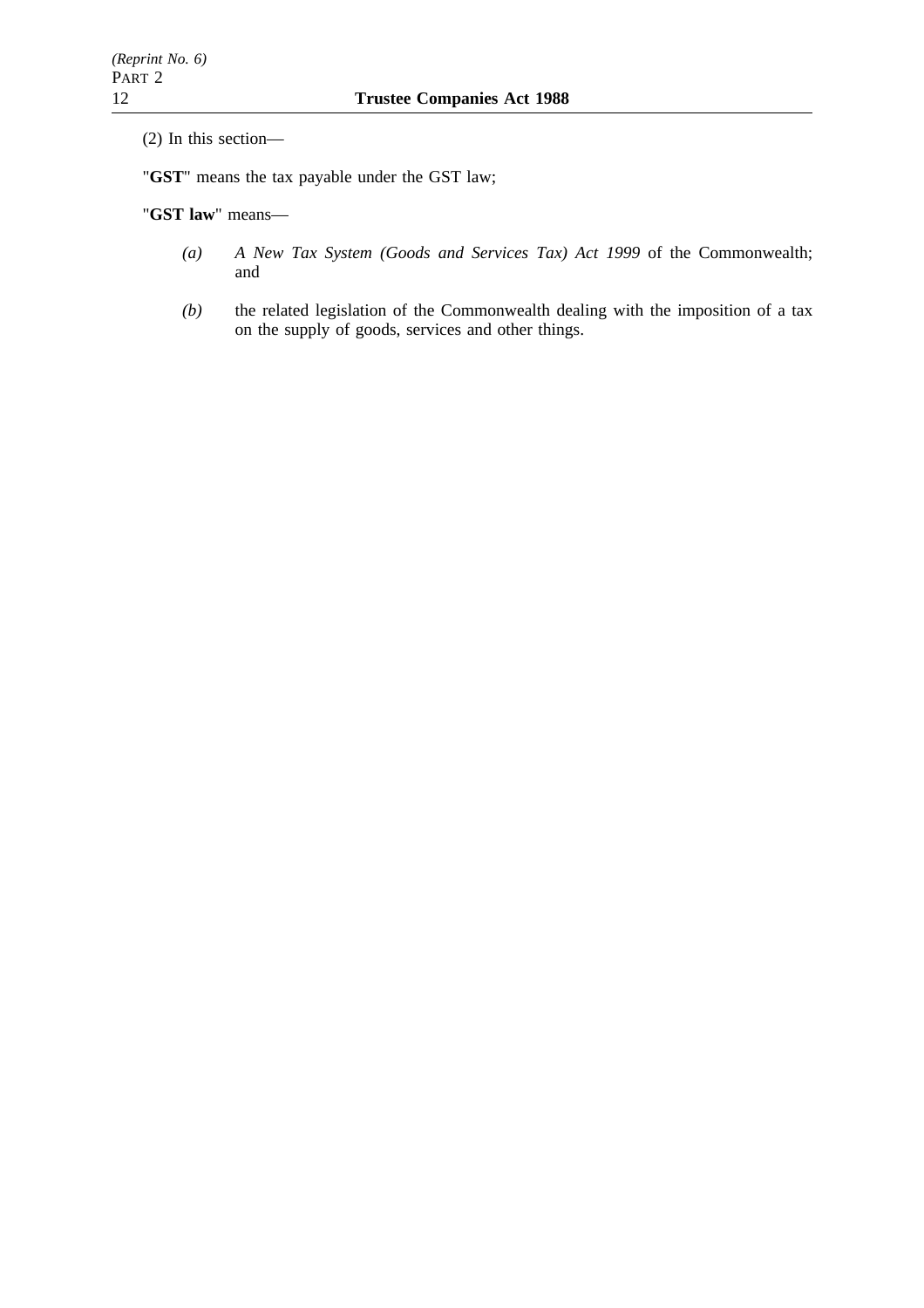(2) In this section—

"**GST**" means the tax payable under the GST law;

"**GST law**" means—

*(a)* *A New Tax System (Goods and Services Tax) Act 1999* of the Commonwealth; and

*(b)* the related legislation of the Commonwealth dealing with the imposition of a tax on the supply of goods, services and other things.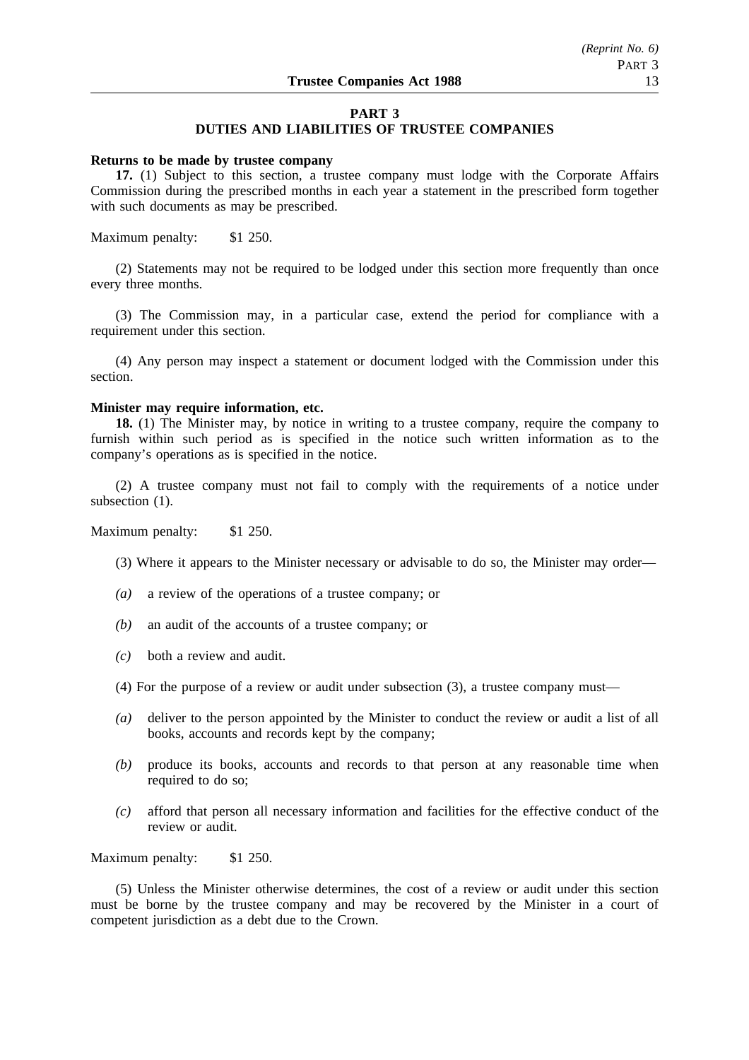## PART 3
## DUTIES AND LIABILITIES OF TRUSTEE COMPANIES

**Returns to be made by trustee company**

**17.** (1) Subject to this section, a trustee company must lodge with the Corporate Affairs Commission during the prescribed months in each year a statement in the prescribed form together with such documents as may be prescribed.

Maximum penalty: $1 250.

(2) Statements may not be required to be lodged under this section more frequently than once every three months.

(3) The Commission may, in a particular case, extend the period for compliance with a requirement under this section.

(4) Any person may inspect a statement or document lodged with the Commission under this section.

**Minister may require information, etc.**

**18.** (1) The Minister may, by notice in writing to a trustee company, require the company to furnish within such period as is specified in the notice such written information as to the company's operations as is specified in the notice.

(2) A trustee company must not fail to comply with the requirements of a notice under subsection (1).

Maximum penalty: $1 250.

(3) Where it appears to the Minister necessary or advisable to do so, the Minister may order—

*(a)* a review of the operations of a trustee company; or

*(b)* an audit of the accounts of a trustee company; or

*(c)* both a review and audit.

(4) For the purpose of a review or audit under subsection (3), a trustee company must—

*(a)* deliver to the person appointed by the Minister to conduct the review or audit a list of all books, accounts and records kept by the company;

*(b)* produce its books, accounts and records to that person at any reasonable time when required to do so;

*(c)* afford that person all necessary information and facilities for the effective conduct of the review or audit.

Maximum penalty: $1 250.

(5) Unless the Minister otherwise determines, the cost of a review or audit under this section must be borne by the trustee company and may be recovered by the Minister in a court of competent jurisdiction as a debt due to the Crown.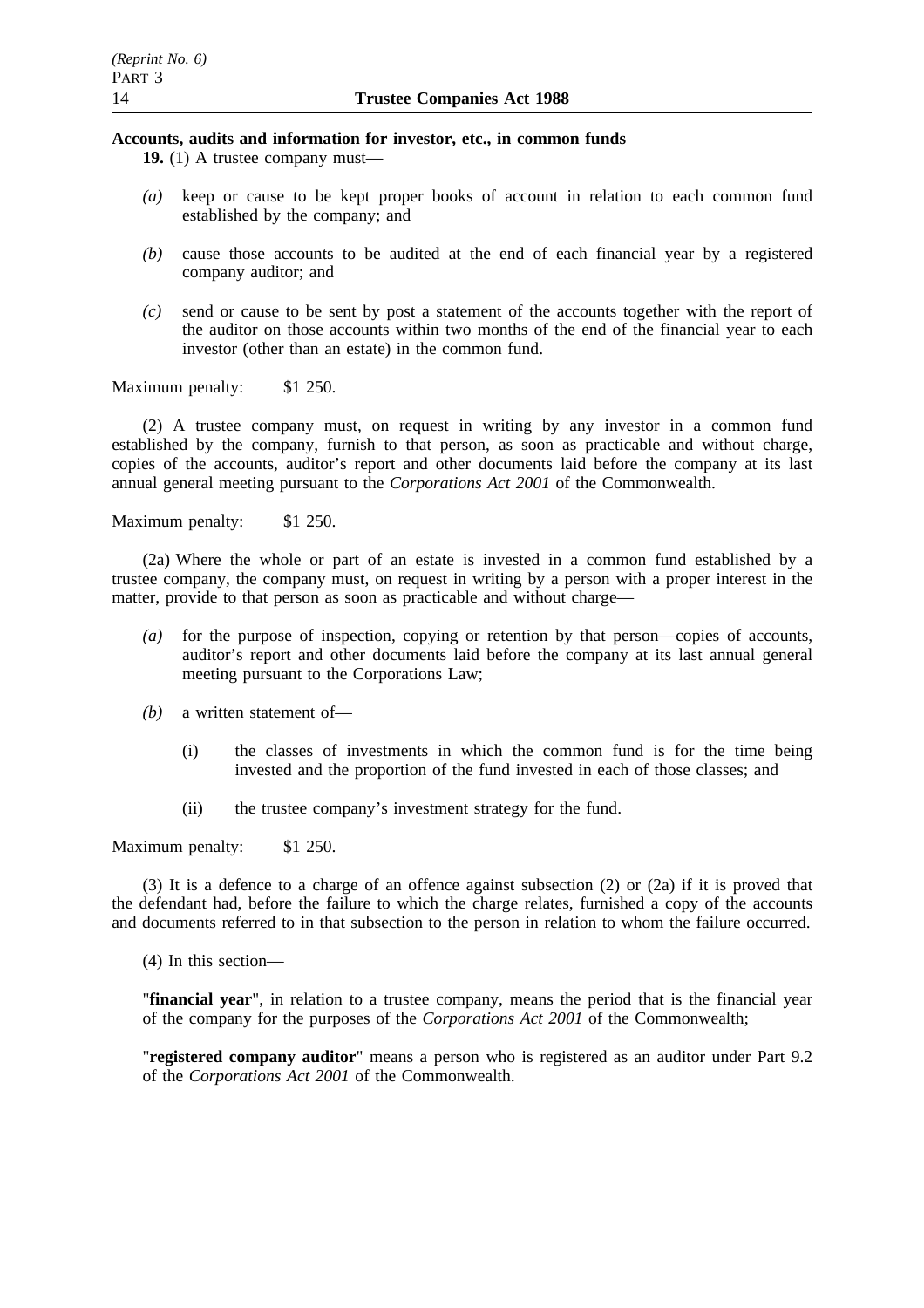**Accounts, audits and information for investor, etc., in common funds**

**19.** (1) A trustee company must—

*(a)* keep or cause to be kept proper books of account in relation to each common fund established by the company; and

*(b)* cause those accounts to be audited at the end of each financial year by a registered company auditor; and

*(c)* send or cause to be sent by post a statement of the accounts together with the report of the auditor on those accounts within two months of the end of the financial year to each investor (other than an estate) in the common fund.

Maximum penalty: $1 250.

(2) A trustee company must, on request in writing by any investor in a common fund established by the company, furnish to that person, as soon as practicable and without charge, copies of the accounts, auditor's report and other documents laid before the company at its last annual general meeting pursuant to the *Corporations Act 2001* of the Commonwealth.

Maximum penalty: $1 250.

(2a) Where the whole or part of an estate is invested in a common fund established by a trustee company, the company must, on request in writing by a person with a proper interest in the matter, provide to that person as soon as practicable and without charge—

*(a)* for the purpose of inspection, copying or retention by that person—copies of accounts, auditor's report and other documents laid before the company at its last annual general meeting pursuant to the Corporations Law;

*(b)* a written statement of—

(i) the classes of investments in which the common fund is for the time being invested and the proportion of the fund invested in each of those classes; and

(ii) the trustee company's investment strategy for the fund.

Maximum penalty: $1 250.

(3) It is a defence to a charge of an offence against subsection (2) or (2a) if it is proved that the defendant had, before the failure to which the charge relates, furnished a copy of the accounts and documents referred to in that subsection to the person in relation to whom the failure occurred.

(4) In this section—

"**financial year**", in relation to a trustee company, means the period that is the financial year of the company for the purposes of the *Corporations Act 2001* of the Commonwealth;

"**registered company auditor**" means a person who is registered as an auditor under Part 9.2 of the *Corporations Act 2001* of the Commonwealth.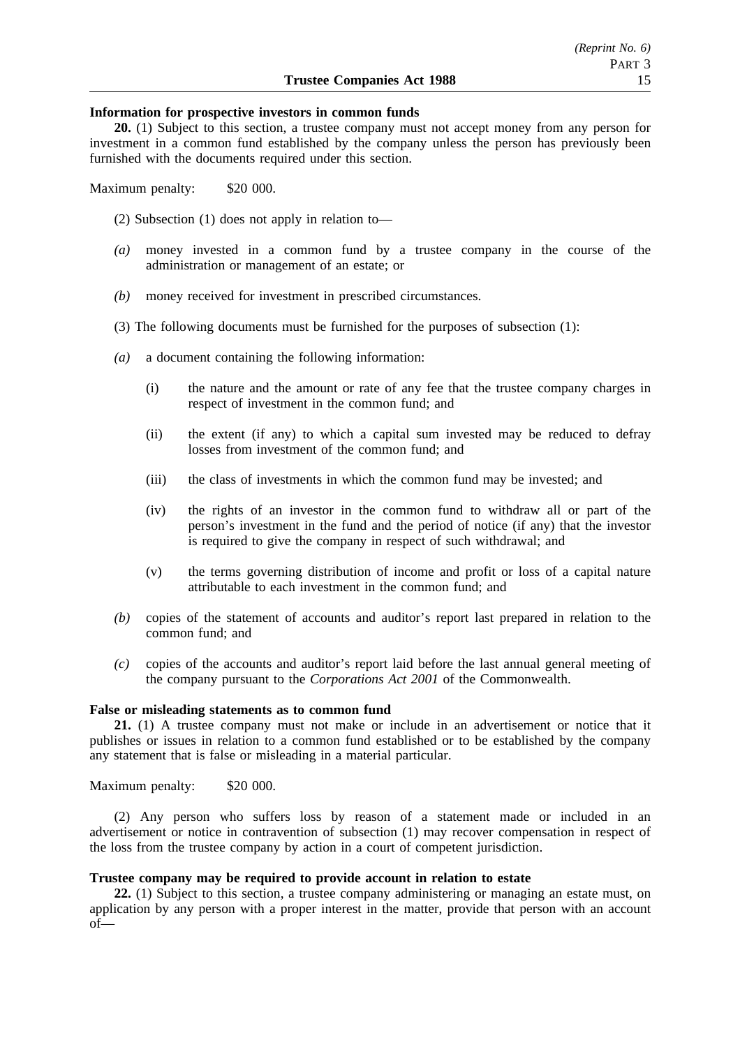**Information for prospective investors in common funds**

**20.** (1) Subject to this section, a trustee company must not accept money from any person for investment in a common fund established by the company unless the person has previously been furnished with the documents required under this section.

Maximum penalty: $20 000.

(2) Subsection (1) does not apply in relation to—

*(a)* money invested in a common fund by a trustee company in the course of the administration or management of an estate; or

*(b)* money received for investment in prescribed circumstances.

(3) The following documents must be furnished for the purposes of subsection (1):

*(a)* a document containing the following information:

(i) the nature and the amount or rate of any fee that the trustee company charges in respect of investment in the common fund; and

(ii) the extent (if any) to which a capital sum invested may be reduced to defray losses from investment of the common fund; and

(iii) the class of investments in which the common fund may be invested; and

(iv) the rights of an investor in the common fund to withdraw all or part of the person's investment in the fund and the period of notice (if any) that the investor is required to give the company in respect of such withdrawal; and

(v) the terms governing distribution of income and profit or loss of a capital nature attributable to each investment in the common fund; and

*(b)* copies of the statement of accounts and auditor's report last prepared in relation to the common fund; and

*(c)* copies of the accounts and auditor's report laid before the last annual general meeting of the company pursuant to the *Corporations Act 2001* of the Commonwealth.

**False or misleading statements as to common fund**

**21.** (1) A trustee company must not make or include in an advertisement or notice that it publishes or issues in relation to a common fund established or to be established by the company any statement that is false or misleading in a material particular.

Maximum penalty: $20 000.

(2) Any person who suffers loss by reason of a statement made or included in an advertisement or notice in contravention of subsection (1) may recover compensation in respect of the loss from the trustee company by action in a court of competent jurisdiction.

**Trustee company may be required to provide account in relation to estate**

**22.** (1) Subject to this section, a trustee company administering or managing an estate must, on application by any person with a proper interest in the matter, provide that person with an account of—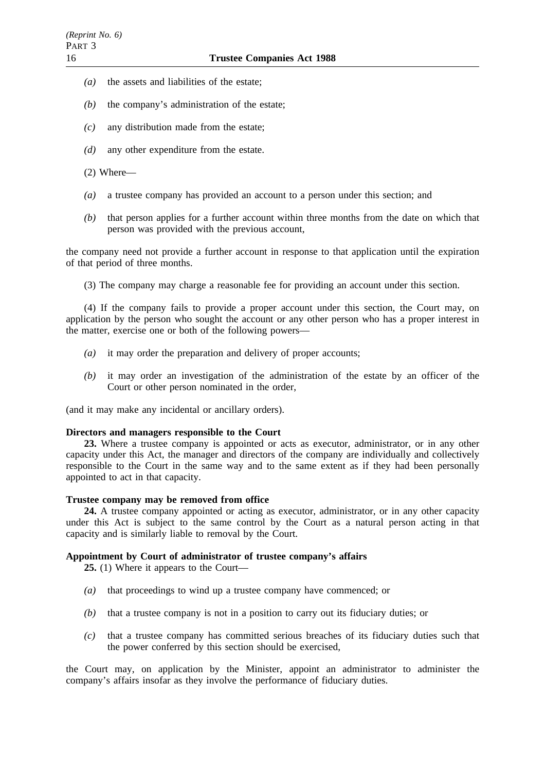*(a)* the assets and liabilities of the estate;

*(b)* the company's administration of the estate;

*(c)* any distribution made from the estate;

*(d)* any other expenditure from the estate.

(2) Where—

*(a)* a trustee company has provided an account to a person under this section; and

*(b)* that person applies for a further account within three months from the date on which that person was provided with the previous account,

the company need not provide a further account in response to that application until the expiration of that period of three months.

(3) The company may charge a reasonable fee for providing an account under this section.

(4) If the company fails to provide a proper account under this section, the Court may, on application by the person who sought the account or any other person who has a proper interest in the matter, exercise one or both of the following powers—

*(a)* it may order the preparation and delivery of proper accounts;

*(b)* it may order an investigation of the administration of the estate by an officer of the Court or other person nominated in the order,

(and it may make any incidental or ancillary orders).

**Directors and managers responsible to the Court**

**23.** Where a trustee company is appointed or acts as executor, administrator, or in any other capacity under this Act, the manager and directors of the company are individually and collectively responsible to the Court in the same way and to the same extent as if they had been personally appointed to act in that capacity.

**Trustee company may be removed from office**

**24.** A trustee company appointed or acting as executor, administrator, or in any other capacity under this Act is subject to the same control by the Court as a natural person acting in that capacity and is similarly liable to removal by the Court.

**Appointment by Court of administrator of trustee company's affairs**

**25.** (1) Where it appears to the Court—

*(a)* that proceedings to wind up a trustee company have commenced; or

*(b)* that a trustee company is not in a position to carry out its fiduciary duties; or

*(c)* that a trustee company has committed serious breaches of its fiduciary duties such that the power conferred by this section should be exercised,

the Court may, on application by the Minister, appoint an administrator to administer the company's affairs insofar as they involve the performance of fiduciary duties.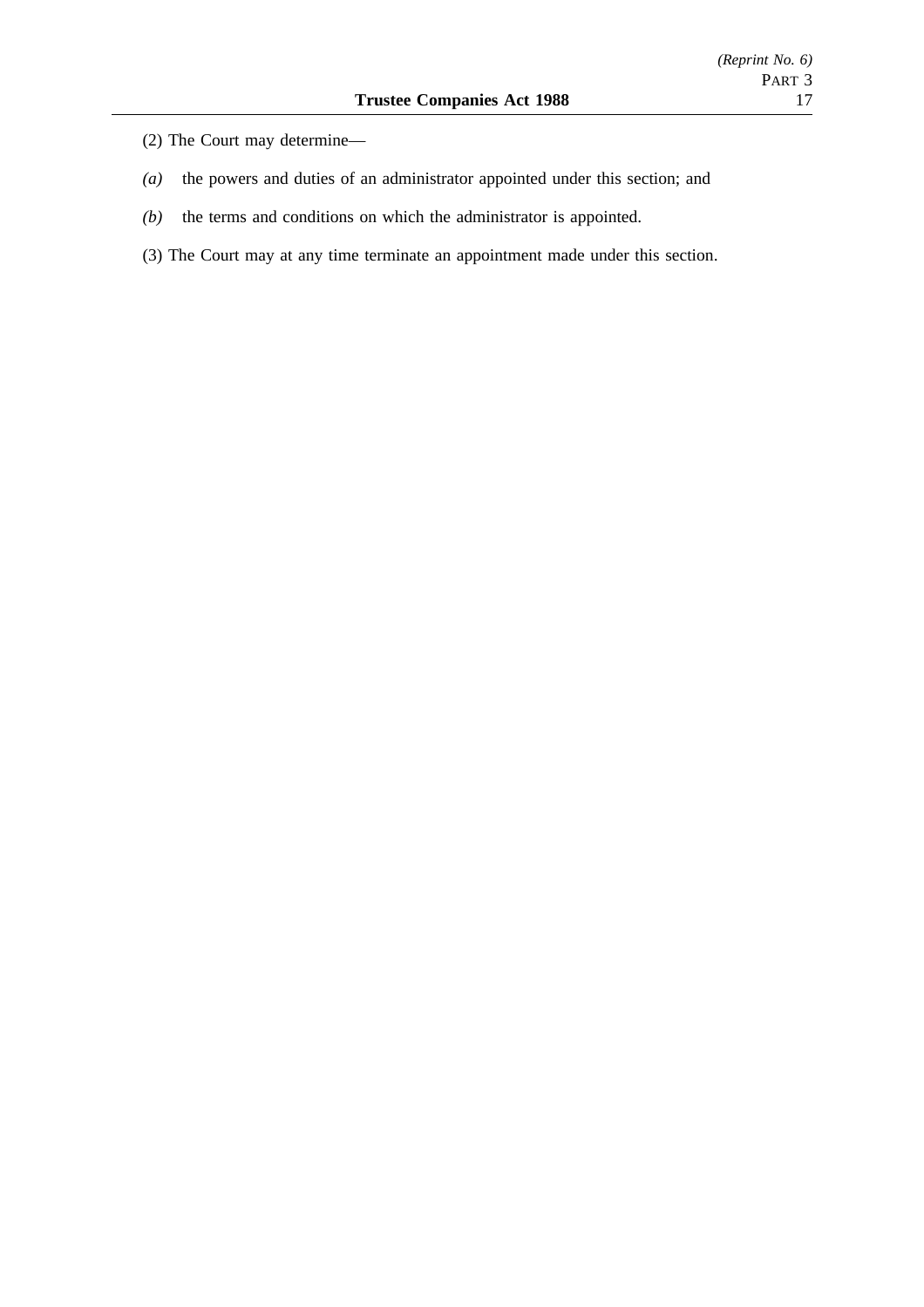(2) The Court may determine—

*(a)* the powers and duties of an administrator appointed under this section; and

*(b)* the terms and conditions on which the administrator is appointed.

(3) The Court may at any time terminate an appointment made under this section.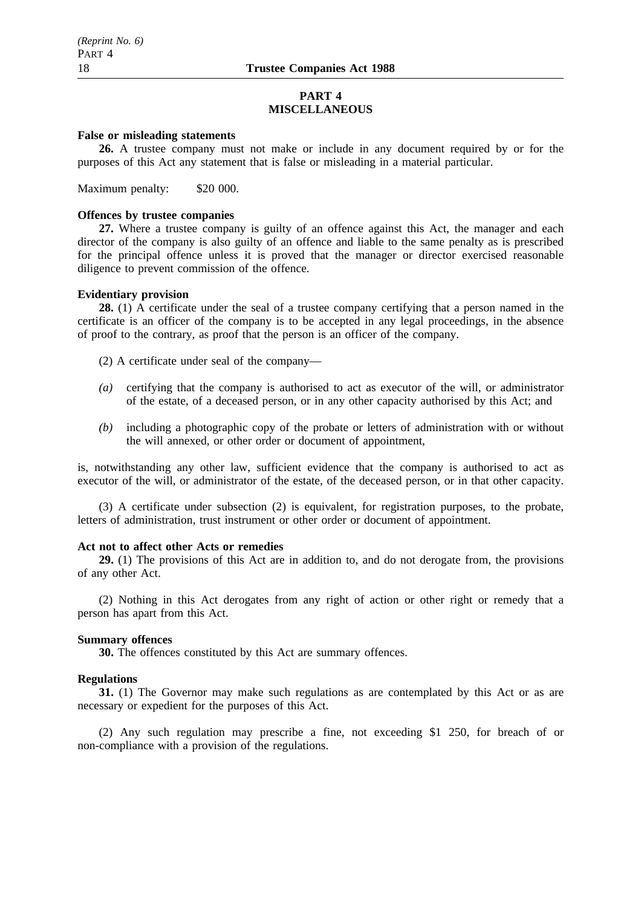## PART 4
## MISCELLANEOUS

**False or misleading statements**

**26.** A trustee company must not make or include in any document required by or for the purposes of this Act any statement that is false or misleading in a material particular.

Maximum penalty: $20 000.

**Offences by trustee companies**

**27.** Where a trustee company is guilty of an offence against this Act, the manager and each director of the company is also guilty of an offence and liable to the same penalty as is prescribed for the principal offence unless it is proved that the manager or director exercised reasonable diligence to prevent commission of the offence.

**Evidentiary provision**

**28.** (1) A certificate under the seal of a trustee company certifying that a person named in the certificate is an officer of the company is to be accepted in any legal proceedings, in the absence of proof to the contrary, as proof that the person is an officer of the company.

(2) A certificate under seal of the company—

*(a)* certifying that the company is authorised to act as executor of the will, or administrator of the estate, of a deceased person, or in any other capacity authorised by this Act; and

*(b)* including a photographic copy of the probate or letters of administration with or without the will annexed, or other order or document of appointment,

is, notwithstanding any other law, sufficient evidence that the company is authorised to act as executor of the will, or administrator of the estate, of the deceased person, or in that other capacity.

(3) A certificate under subsection (2) is equivalent, for registration purposes, to the probate, letters of administration, trust instrument or other order or document of appointment.

**Act not to affect other Acts or remedies**

**29.** (1) The provisions of this Act are in addition to, and do not derogate from, the provisions of any other Act.

(2) Nothing in this Act derogates from any right of action or other right or remedy that a person has apart from this Act.

**Summary offences**

**30.** The offences constituted by this Act are summary offences.

**Regulations**

**31.** (1) The Governor may make such regulations as are contemplated by this Act or as are necessary or expedient for the purposes of this Act.

(2) Any such regulation may prescribe a fine, not exceeding $1 250, for breach of or non-compliance with a provision of the regulations.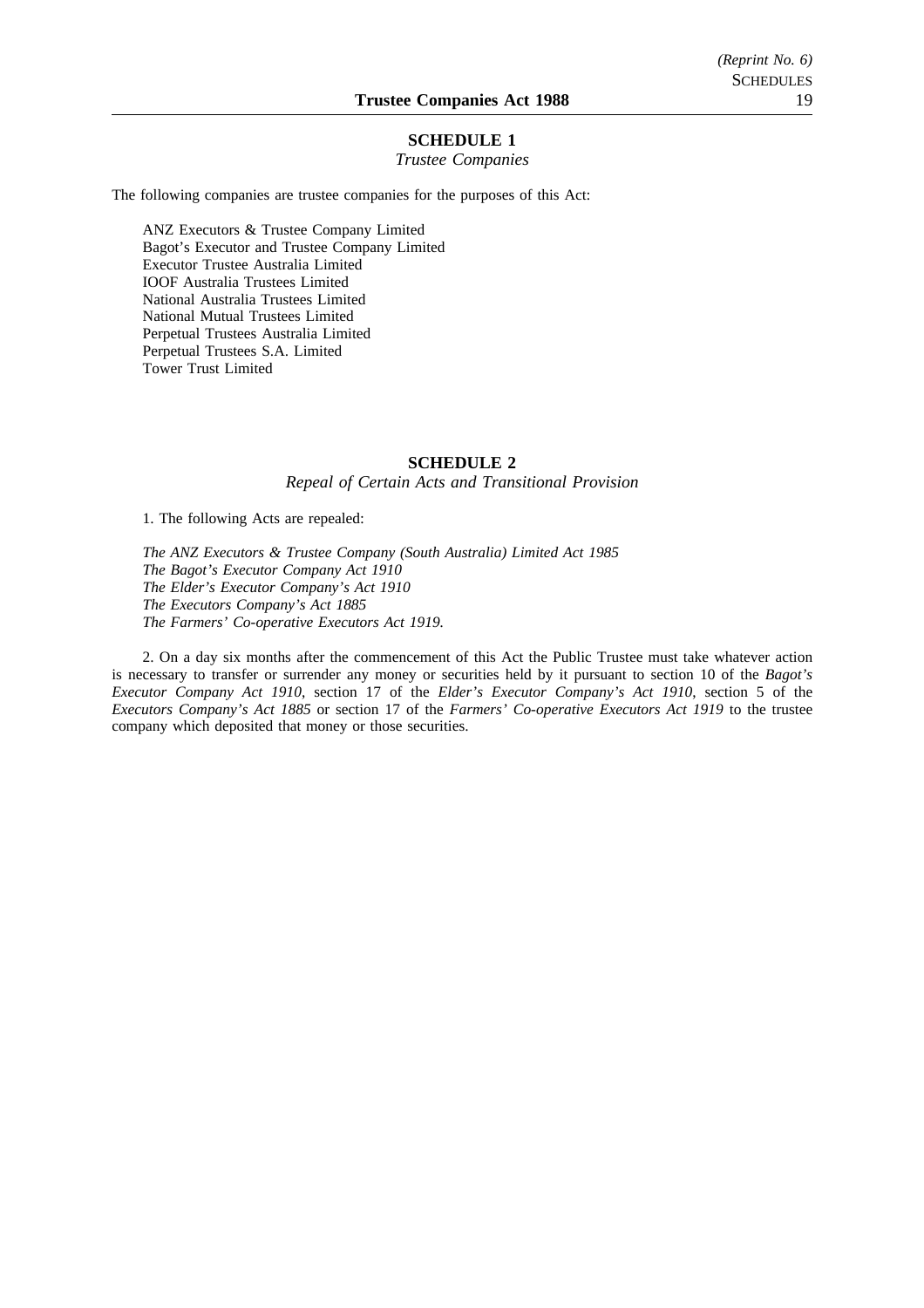## SCHEDULE 1

*Trustee Companies*

The following companies are trustee companies for the purposes of this Act:

ANZ Executors & Trustee Company Limited
Bagot's Executor and Trustee Company Limited
Executor Trustee Australia Limited
IOOF Australia Trustees Limited
National Australia Trustees Limited
National Mutual Trustees Limited
Perpetual Trustees Australia Limited
Perpetual Trustees S.A. Limited
Tower Trust Limited

## SCHEDULE 2

*Repeal of Certain Acts and Transitional Provision*

1. The following Acts are repealed:

*The ANZ Executors & Trustee Company (South Australia) Limited Act 1985*
*The Bagot's Executor Company Act 1910*
*The Elder's Executor Company's Act 1910*
*The Executors Company's Act 1885*
*The Farmers' Co-operative Executors Act 1919.*

2. On a day six months after the commencement of this Act the Public Trustee must take whatever action is necessary to transfer or surrender any money or securities held by it pursuant to section 10 of the *Bagot's Executor Company Act 1910*, section 17 of the *Elder's Executor Company's Act 1910*, section 5 of the *Executors Company's Act 1885* or section 17 of the *Farmers' Co-operative Executors Act 1919* to the trustee company which deposited that money or those securities.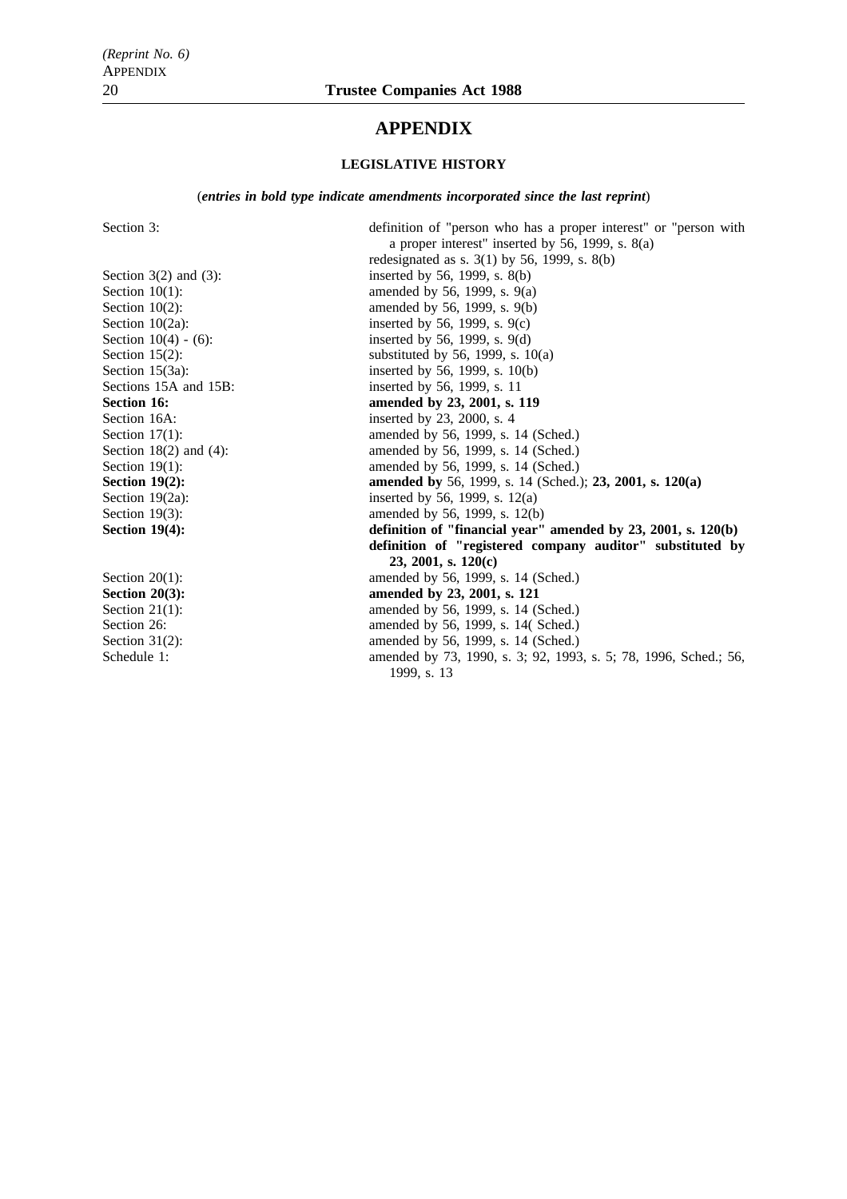# APPENDIX

## LEGISLATIVE HISTORY

(*entries in bold type indicate amendments incorporated since the last reprint*)

| | |
|---|---|
| Section 3: | definition of "person who has a proper interest" or "person with a proper interest" inserted by 56, 1999, s. 8(a)<br>redesignated as s. 3(1) by 56, 1999, s. 8(b) |
| Section 3(2) and (3): | inserted by 56, 1999, s. 8(b) |
| Section 10(1): | amended by 56, 1999, s. 9(a) |
| Section 10(2): | amended by 56, 1999, s. 9(b) |
| Section 10(2a): | inserted by 56, 1999, s. 9(c) |
| Section 10(4) - (6): | inserted by 56, 1999, s. 9(d) |
| Section 15(2): | substituted by 56, 1999, s. 10(a) |
| Section 15(3a): | inserted by 56, 1999, s. 10(b) |
| Sections 15A and 15B: | inserted by 56, 1999, s. 11 |
| **Section 16:** | **amended by 23, 2001, s. 119** |
| Section 16A: | inserted by 23, 2000, s. 4 |
| Section 17(1): | amended by 56, 1999, s. 14 (Sched.) |
| Section 18(2) and (4): | amended by 56, 1999, s. 14 (Sched.) |
| Section 19(1): | amended by 56, 1999, s. 14 (Sched.) |
| **Section 19(2):** | **amended by** 56, 1999, s. 14 (Sched.); **23, 2001, s. 120(a)** |
| Section 19(2a): | inserted by 56, 1999, s. 12(a) |
| Section 19(3): | amended by 56, 1999, s. 12(b) |
| **Section 19(4):** | **definition of "financial year" amended by 23, 2001, s. 120(b)**<br>**definition of "registered company auditor" substituted by 23, 2001, s. 120(c)** |
| Section 20(1): | amended by 56, 1999, s. 14 (Sched.) |
| **Section 20(3):** | **amended by 23, 2001, s. 121** |
| Section 21(1): | amended by 56, 1999, s. 14 (Sched.) |
| Section 26: | amended by 56, 1999, s. 14( Sched.) |
| Section 31(2): | amended by 56, 1999, s. 14 (Sched.) |
| Schedule 1: | amended by 73, 1990, s. 3; 92, 1993, s. 5; 78, 1996, Sched.; 56, 1999, s. 13 |